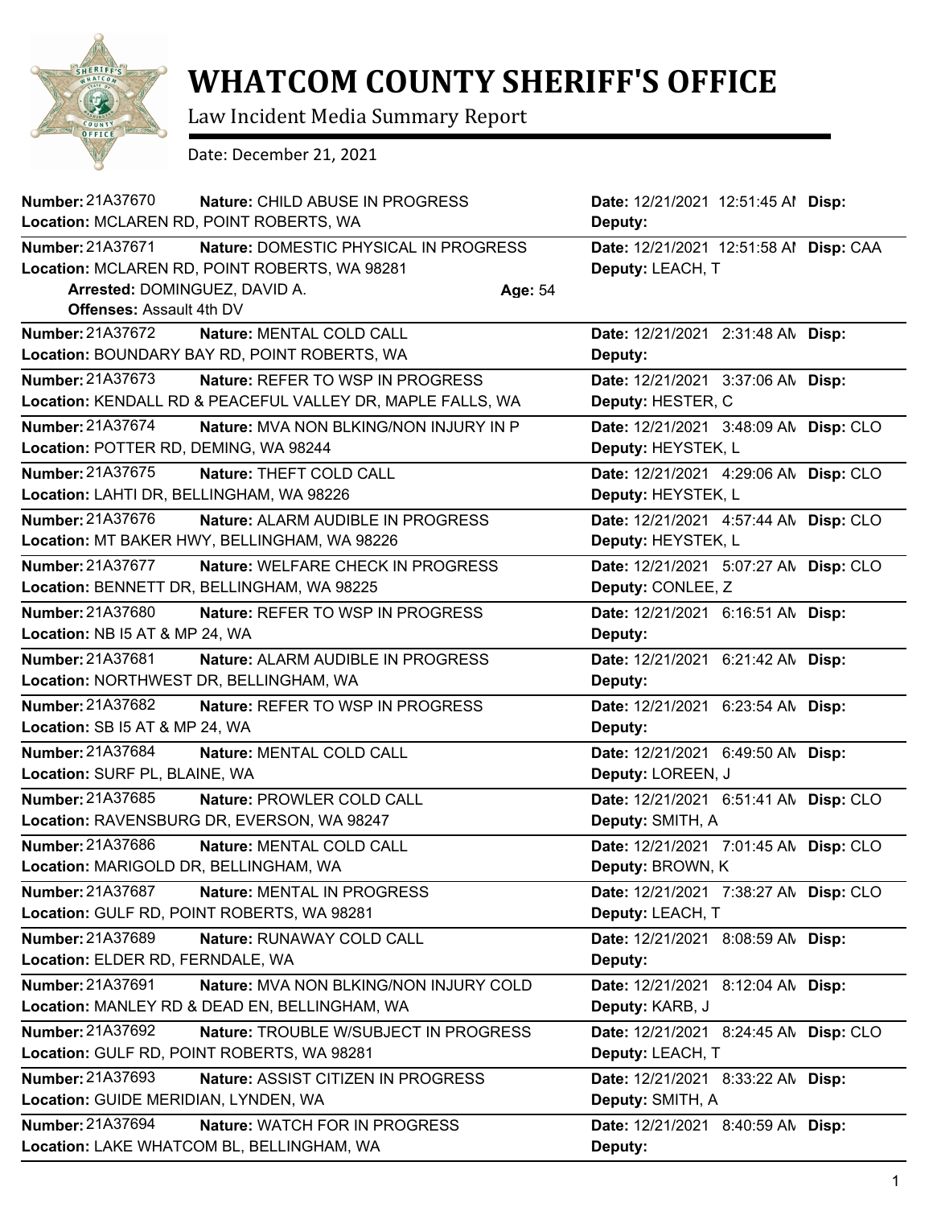# WHATCOM COUNTY SHERIFF'S OFFICE

Law Incident Media Summary Report

Date: December 21, 2021

**Number:** 21A37670 **Nature:** CHILD ABUSE IN PROGRESS **Date:** 12/21/2021 12:51:45 AM **Disp:**
**Location:** MCLAREN RD, POINT ROBERTS, WA **Deputy:**

---

**Number:** 21A37671 **Nature:** DOMESTIC PHYSICAL IN PROGRESS **Date:** 12/21/2021 12:51:58 AM **Disp:** CAA
**Location:** MCLAREN RD, POINT ROBERTS, WA 98281 **Deputy:** LEACH, T
**Arrested:** DOMINGUEZ, DAVID A. **Age:** 54
**Offenses:** Assault 4th DV

---

**Number:** 21A37672 **Nature:** MENTAL COLD CALL **Date:** 12/21/2021 2:31:48 AM **Disp:**
**Location:** BOUNDARY BAY RD, POINT ROBERTS, WA **Deputy:**

---

**Number:** 21A37673 **Nature:** REFER TO WSP IN PROGRESS **Date:** 12/21/2021 3:37:06 AM **Disp:**
**Location:** KENDALL RD & PEACEFUL VALLEY DR, MAPLE FALLS, WA **Deputy:** HESTER, C

---

**Number:** 21A37674 **Nature:** MVA NON BLKING/NON INJURY IN P **Date:** 12/21/2021 3:48:09 AM **Disp:** CLO
**Location:** POTTER RD, DEMING, WA 98244 **Deputy:** HEYSTEK, L

---

**Number:** 21A37675 **Nature:** THEFT COLD CALL **Date:** 12/21/2021 4:29:06 AM **Disp:** CLO
**Location:** LAHTI DR, BELLINGHAM, WA 98226 **Deputy:** HEYSTEK, L

---

**Number:** 21A37676 **Nature:** ALARM AUDIBLE IN PROGRESS **Date:** 12/21/2021 4:57:44 AM **Disp:** CLO
**Location:** MT BAKER HWY, BELLINGHAM, WA 98226 **Deputy:** HEYSTEK, L

---

**Number:** 21A37677 **Nature:** WELFARE CHECK IN PROGRESS **Date:** 12/21/2021 5:07:27 AM **Disp:** CLO
**Location:** BENNETT DR, BELLINGHAM, WA 98225 **Deputy:** CONLEE, Z

---

**Number:** 21A37680 **Nature:** REFER TO WSP IN PROGRESS **Date:** 12/21/2021 6:16:51 AM **Disp:**
**Location:** NB I5 AT & MP 24, WA **Deputy:**

---

**Number:** 21A37681 **Nature:** ALARM AUDIBLE IN PROGRESS **Date:** 12/21/2021 6:21:42 AM **Disp:**
**Location:** NORTHWEST DR, BELLINGHAM, WA **Deputy:**

---

**Number:** 21A37682 **Nature:** REFER TO WSP IN PROGRESS **Date:** 12/21/2021 6:23:54 AM **Disp:**
**Location:** SB I5 AT & MP 24, WA **Deputy:**

---

**Number:** 21A37684 **Nature:** MENTAL COLD CALL **Date:** 12/21/2021 6:49:50 AM **Disp:**
**Location:** SURF PL, BLAINE, WA **Deputy:** LOREEN, J

---

**Number:** 21A37685 **Nature:** PROWLER COLD CALL **Date:** 12/21/2021 6:51:41 AM **Disp:** CLO
**Location:** RAVENSBURG DR, EVERSON, WA 98247 **Deputy:** SMITH, A

---

**Number:** 21A37686 **Nature:** MENTAL COLD CALL **Date:** 12/21/2021 7:01:45 AM **Disp:** CLO
**Location:** MARIGOLD DR, BELLINGHAM, WA **Deputy:** BROWN, K

---

**Number:** 21A37687 **Nature:** MENTAL IN PROGRESS **Date:** 12/21/2021 7:38:27 AM **Disp:** CLO
**Location:** GULF RD, POINT ROBERTS, WA 98281 **Deputy:** LEACH, T

---

**Number:** 21A37689 **Nature:** RUNAWAY COLD CALL **Date:** 12/21/2021 8:08:59 AM **Disp:**
**Location:** ELDER RD, FERNDALE, WA **Deputy:**

---

**Number:** 21A37691 **Nature:** MVA NON BLKING/NON INJURY COLD **Date:** 12/21/2021 8:12:04 AM **Disp:**
**Location:** MANLEY RD & DEAD EN, BELLINGHAM, WA **Deputy:** KARB, J

---

**Number:** 21A37692 **Nature:** TROUBLE W/SUBJECT IN PROGRESS **Date:** 12/21/2021 8:24:45 AM **Disp:** CLO
**Location:** GULF RD, POINT ROBERTS, WA 98281 **Deputy:** LEACH, T

---

**Number:** 21A37693 **Nature:** ASSIST CITIZEN IN PROGRESS **Date:** 12/21/2021 8:33:22 AM **Disp:**
**Location:** GUIDE MERIDIAN, LYNDEN, WA **Deputy:** SMITH, A

---

**Number:** 21A37694 **Nature:** WATCH FOR IN PROGRESS **Date:** 12/21/2021 8:40:59 AM **Disp:**
**Location:** LAKE WHATCOM BL, BELLINGHAM, WA **Deputy:**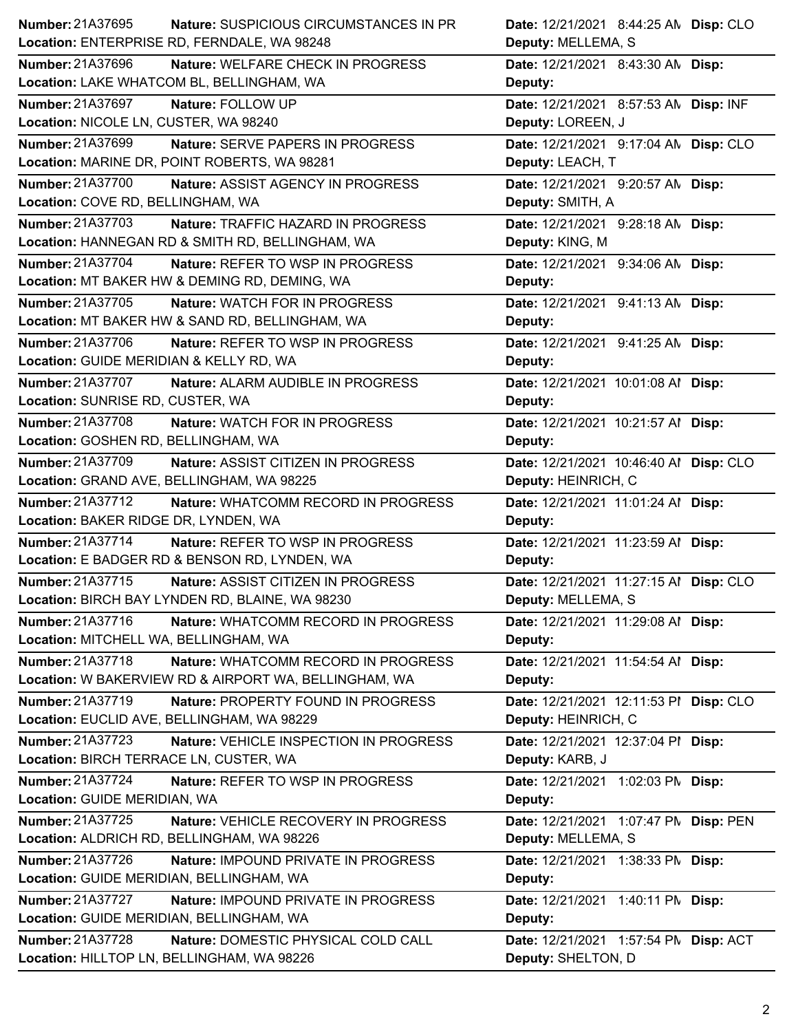**Number:** 21A37695 **Nature:** SUSPICIOUS CIRCUMSTANCES IN PR **Date:** 12/21/2021 8:44:25 AM **Disp:** CLO
**Location:** ENTERPRISE RD, FERNDALE, WA 98248 **Deputy:** MELLEMA, S

**Number:** 21A37696 **Nature:** WELFARE CHECK IN PROGRESS **Date:** 12/21/2021 8:43:30 AM **Disp:**
**Location:** LAKE WHATCOM BL, BELLINGHAM, WA **Deputy:**

**Number:** 21A37697 **Nature:** FOLLOW UP **Date:** 12/21/2021 8:57:53 AM **Disp:** INF
**Location:** NICOLE LN, CUSTER, WA 98240 **Deputy:** LOREEN, J

**Number:** 21A37699 **Nature:** SERVE PAPERS IN PROGRESS **Date:** 12/21/2021 9:17:04 AM **Disp:** CLO
**Location:** MARINE DR, POINT ROBERTS, WA 98281 **Deputy:** LEACH, T

**Number:** 21A37700 **Nature:** ASSIST AGENCY IN PROGRESS **Date:** 12/21/2021 9:20:57 AM **Disp:**
**Location:** COVE RD, BELLINGHAM, WA **Deputy:** SMITH, A

**Number:** 21A37703 **Nature:** TRAFFIC HAZARD IN PROGRESS **Date:** 12/21/2021 9:28:18 AM **Disp:**
**Location:** HANNEGAN RD & SMITH RD, BELLINGHAM, WA **Deputy:** KING, M

**Number:** 21A37704 **Nature:** REFER TO WSP IN PROGRESS **Date:** 12/21/2021 9:34:06 AM **Disp:**
**Location:** MT BAKER HW & DEMING RD, DEMING, WA **Deputy:**

**Number:** 21A37705 **Nature:** WATCH FOR IN PROGRESS **Date:** 12/21/2021 9:41:13 AM **Disp:**
**Location:** MT BAKER HW & SAND RD, BELLINGHAM, WA **Deputy:**

**Number:** 21A37706 **Nature:** REFER TO WSP IN PROGRESS **Date:** 12/21/2021 9:41:25 AM **Disp:**
**Location:** GUIDE MERIDIAN & KELLY RD, WA **Deputy:**

**Number:** 21A37707 **Nature:** ALARM AUDIBLE IN PROGRESS **Date:** 12/21/2021 10:01:08 AM **Disp:**
**Location:** SUNRISE RD, CUSTER, WA **Deputy:**

**Number:** 21A37708 **Nature:** WATCH FOR IN PROGRESS **Date:** 12/21/2021 10:21:57 AM **Disp:**
**Location:** GOSHEN RD, BELLINGHAM, WA **Deputy:**

**Number:** 21A37709 **Nature:** ASSIST CITIZEN IN PROGRESS **Date:** 12/21/2021 10:46:40 AM **Disp:** CLO
**Location:** GRAND AVE, BELLINGHAM, WA 98225 **Deputy:** HEINRICH, C

**Number:** 21A37712 **Nature:** WHATCOMM RECORD IN PROGRESS **Date:** 12/21/2021 11:01:24 AM **Disp:**
**Location:** BAKER RIDGE DR, LYNDEN, WA **Deputy:**

**Number:** 21A37714 **Nature:** REFER TO WSP IN PROGRESS **Date:** 12/21/2021 11:23:59 AM **Disp:**
**Location:** E BADGER RD & BENSON RD, LYNDEN, WA **Deputy:**

**Number:** 21A37715 **Nature:** ASSIST CITIZEN IN PROGRESS **Date:** 12/21/2021 11:27:15 AM **Disp:** CLO
**Location:** BIRCH BAY LYNDEN RD, BLAINE, WA 98230 **Deputy:** MELLEMA, S

**Number:** 21A37716 **Nature:** WHATCOMM RECORD IN PROGRESS **Date:** 12/21/2021 11:29:08 AM **Disp:**
**Location:** MITCHELL WA, BELLINGHAM, WA **Deputy:**

**Number:** 21A37718 **Nature:** WHATCOMM RECORD IN PROGRESS **Date:** 12/21/2021 11:54:54 AM **Disp:**
**Location:** W BAKERVIEW RD & AIRPORT WA, BELLINGHAM, WA **Deputy:**

**Number:** 21A37719 **Nature:** PROPERTY FOUND IN PROGRESS **Date:** 12/21/2021 12:11:53 PM **Disp:** CLO
**Location:** EUCLID AVE, BELLINGHAM, WA 98229 **Deputy:** HEINRICH, C

**Number:** 21A37723 **Nature:** VEHICLE INSPECTION IN PROGRESS **Date:** 12/21/2021 12:37:04 PM **Disp:**
**Location:** BIRCH TERRACE LN, CUSTER, WA **Deputy:** KARB, J

**Number:** 21A37724 **Nature:** REFER TO WSP IN PROGRESS **Date:** 12/21/2021 1:02:03 PM **Disp:**
**Location:** GUIDE MERIDIAN, WA **Deputy:**

**Number:** 21A37725 **Nature:** VEHICLE RECOVERY IN PROGRESS **Date:** 12/21/2021 1:07:47 PM **Disp:** PEN
**Location:** ALDRICH RD, BELLINGHAM, WA 98226 **Deputy:** MELLEMA, S

**Number:** 21A37726 **Nature:** IMPOUND PRIVATE IN PROGRESS **Date:** 12/21/2021 1:38:33 PM **Disp:**
**Location:** GUIDE MERIDIAN, BELLINGHAM, WA **Deputy:**

**Number:** 21A37727 **Nature:** IMPOUND PRIVATE IN PROGRESS **Date:** 12/21/2021 1:40:11 PM **Disp:**
**Location:** GUIDE MERIDIAN, BELLINGHAM, WA **Deputy:**

**Number:** 21A37728 **Nature:** DOMESTIC PHYSICAL COLD CALL **Date:** 12/21/2021 1:57:54 PM **Disp:** ACT
**Location:** HILLTOP LN, BELLINGHAM, WA 98226 **Deputy:** SHELTON, D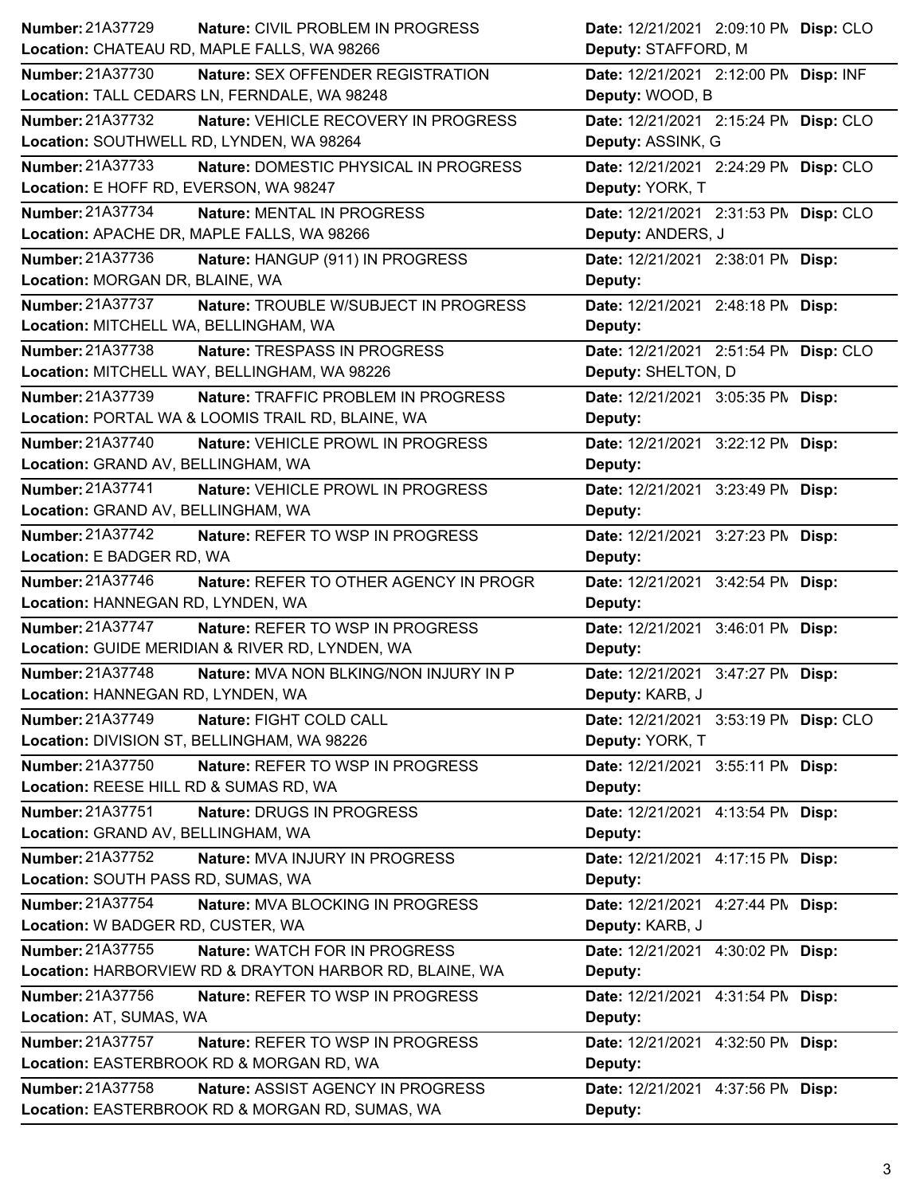**Number:** 21A37729 **Nature:** CIVIL PROBLEM IN PROGRESS **Date:** 12/21/2021 2:09:10 PM **Disp:** CLO
**Location:** CHATEAU RD, MAPLE FALLS, WA 98266 **Deputy:** STAFFORD, M

---

**Number:** 21A37730 **Nature:** SEX OFFENDER REGISTRATION **Date:** 12/21/2021 2:12:00 PM **Disp:** INF
**Location:** TALL CEDARS LN, FERNDALE, WA 98248 **Deputy:** WOOD, B

---

**Number:** 21A37732 **Nature:** VEHICLE RECOVERY IN PROGRESS **Date:** 12/21/2021 2:15:24 PM **Disp:** CLO
**Location:** SOUTHWELL RD, LYNDEN, WA 98264 **Deputy:** ASSINK, G

---

**Number:** 21A37733 **Nature:** DOMESTIC PHYSICAL IN PROGRESS **Date:** 12/21/2021 2:24:29 PM **Disp:** CLO
**Location:** E HOFF RD, EVERSON, WA 98247 **Deputy:** YORK, T

---

**Number:** 21A37734 **Nature:** MENTAL IN PROGRESS **Date:** 12/21/2021 2:31:53 PM **Disp:** CLO
**Location:** APACHE DR, MAPLE FALLS, WA 98266 **Deputy:** ANDERS, J

---

**Number:** 21A37736 **Nature:** HANGUP (911) IN PROGRESS **Date:** 12/21/2021 2:38:01 PM **Disp:**
**Location:** MORGAN DR, BLAINE, WA **Deputy:**

---

**Number:** 21A37737 **Nature:** TROUBLE W/SUBJECT IN PROGRESS **Date:** 12/21/2021 2:48:18 PM **Disp:**
**Location:** MITCHELL WA, BELLINGHAM, WA **Deputy:**

---

**Number:** 21A37738 **Nature:** TRESPASS IN PROGRESS **Date:** 12/21/2021 2:51:54 PM **Disp:** CLO
**Location:** MITCHELL WAY, BELLINGHAM, WA 98226 **Deputy:** SHELTON, D

---

**Number:** 21A37739 **Nature:** TRAFFIC PROBLEM IN PROGRESS **Date:** 12/21/2021 3:05:35 PM **Disp:**
**Location:** PORTAL WA & LOOMIS TRAIL RD, BLAINE, WA **Deputy:**

---

**Number:** 21A37740 **Nature:** VEHICLE PROWL IN PROGRESS **Date:** 12/21/2021 3:22:12 PM **Disp:**
**Location:** GRAND AV, BELLINGHAM, WA **Deputy:**

---

**Number:** 21A37741 **Nature:** VEHICLE PROWL IN PROGRESS **Date:** 12/21/2021 3:23:49 PM **Disp:**
**Location:** GRAND AV, BELLINGHAM, WA **Deputy:**

---

**Number:** 21A37742 **Nature:** REFER TO WSP IN PROGRESS **Date:** 12/21/2021 3:27:23 PM **Disp:**
**Location:** E BADGER RD, WA **Deputy:**

---

**Number:** 21A37746 **Nature:** REFER TO OTHER AGENCY IN PROGR **Date:** 12/21/2021 3:42:54 PM **Disp:**
**Location:** HANNEGAN RD, LYNDEN, WA **Deputy:**

---

**Number:** 21A37747 **Nature:** REFER TO WSP IN PROGRESS **Date:** 12/21/2021 3:46:01 PM **Disp:**
**Location:** GUIDE MERIDIAN & RIVER RD, LYNDEN, WA **Deputy:**

---

**Number:** 21A37748 **Nature:** MVA NON BLKING/NON INJURY IN P **Date:** 12/21/2021 3:47:27 PM **Disp:**
**Location:** HANNEGAN RD, LYNDEN, WA **Deputy:** KARB, J

---

**Number:** 21A37749 **Nature:** FIGHT COLD CALL **Date:** 12/21/2021 3:53:19 PM **Disp:** CLO
**Location:** DIVISION ST, BELLINGHAM, WA 98226 **Deputy:** YORK, T

---

**Number:** 21A37750 **Nature:** REFER TO WSP IN PROGRESS **Date:** 12/21/2021 3:55:11 PM **Disp:**
**Location:** REESE HILL RD & SUMAS RD, WA **Deputy:**

---

**Number:** 21A37751 **Nature:** DRUGS IN PROGRESS **Date:** 12/21/2021 4:13:54 PM **Disp:**
**Location:** GRAND AV, BELLINGHAM, WA **Deputy:**

---

**Number:** 21A37752 **Nature:** MVA INJURY IN PROGRESS **Date:** 12/21/2021 4:17:15 PM **Disp:**
**Location:** SOUTH PASS RD, SUMAS, WA **Deputy:**

---

**Number:** 21A37754 **Nature:** MVA BLOCKING IN PROGRESS **Date:** 12/21/2021 4:27:44 PM **Disp:**
**Location:** W BADGER RD, CUSTER, WA **Deputy:** KARB, J

---

**Number:** 21A37755 **Nature:** WATCH FOR IN PROGRESS **Date:** 12/21/2021 4:30:02 PM **Disp:**
**Location:** HARBORVIEW RD & DRAYTON HARBOR RD, BLAINE, WA **Deputy:**

---

**Number:** 21A37756 **Nature:** REFER TO WSP IN PROGRESS **Date:** 12/21/2021 4:31:54 PM **Disp:**
**Location:** AT, SUMAS, WA **Deputy:**

---

**Number:** 21A37757 **Nature:** REFER TO WSP IN PROGRESS **Date:** 12/21/2021 4:32:50 PM **Disp:**
**Location:** EASTERBROOK RD & MORGAN RD, WA **Deputy:**

---

**Number:** 21A37758 **Nature:** ASSIST AGENCY IN PROGRESS **Date:** 12/21/2021 4:37:56 PM **Disp:**
**Location:** EASTERBROOK RD & MORGAN RD, SUMAS, WA **Deputy:**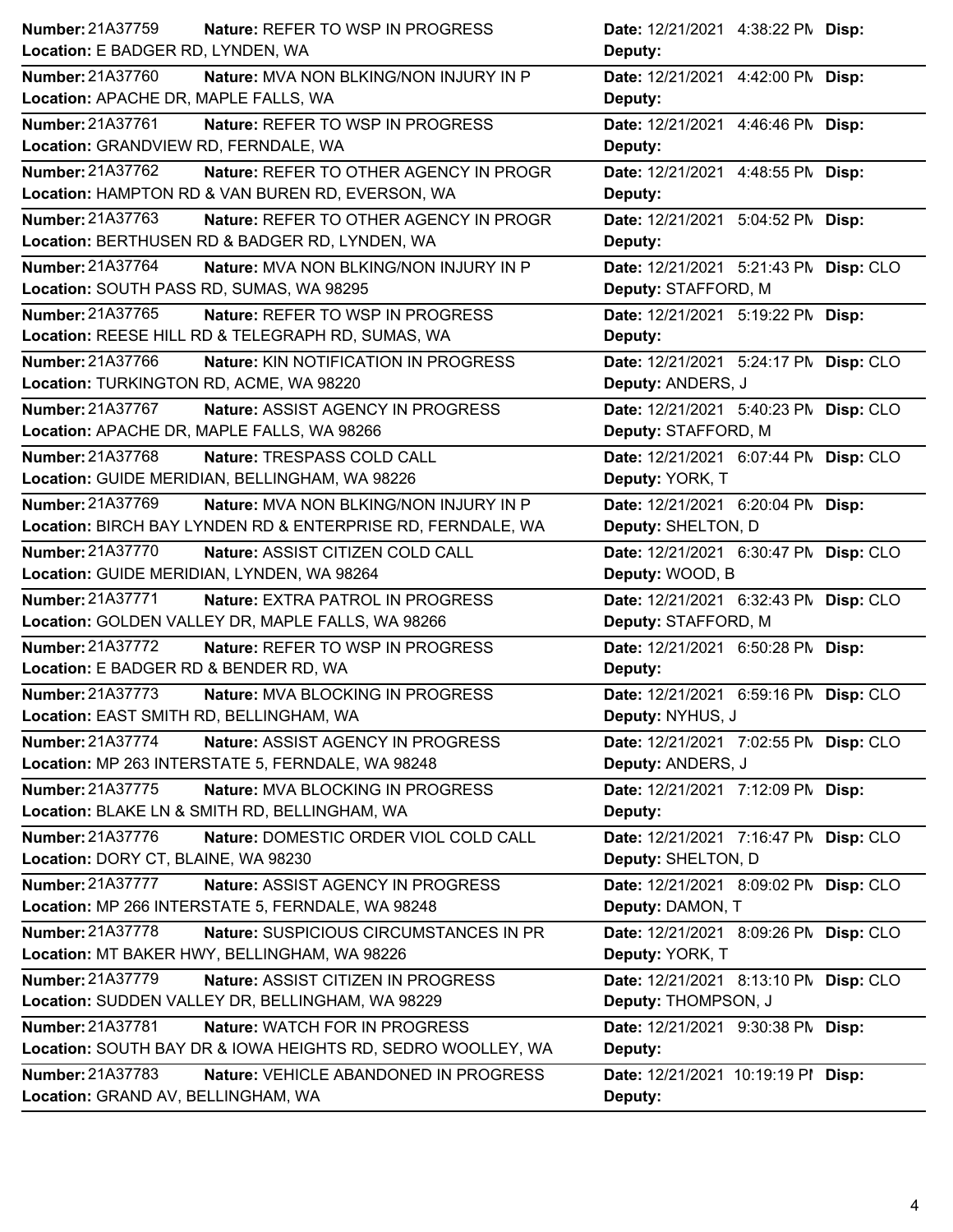| | | |
|---|---|---|
| **Number:** 21A37759 **Nature:** REFER TO WSP IN PROGRESS | **Date:** 12/21/2021 4:38:22 PM | **Disp:** |
| **Location:** E BADGER RD, LYNDEN, WA | **Deputy:** | |
| **Number:** 21A37760 **Nature:** MVA NON BLKING/NON INJURY IN P | **Date:** 12/21/2021 4:42:00 PM | **Disp:** |
| **Location:** APACHE DR, MAPLE FALLS, WA | **Deputy:** | |
| **Number:** 21A37761 **Nature:** REFER TO WSP IN PROGRESS | **Date:** 12/21/2021 4:46:46 PM | **Disp:** |
| **Location:** GRANDVIEW RD, FERNDALE, WA | **Deputy:** | |
| **Number:** 21A37762 **Nature:** REFER TO OTHER AGENCY IN PROGR | **Date:** 12/21/2021 4:48:55 PM | **Disp:** |
| **Location:** HAMPTON RD & VAN BUREN RD, EVERSON, WA | **Deputy:** | |
| **Number:** 21A37763 **Nature:** REFER TO OTHER AGENCY IN PROGR | **Date:** 12/21/2021 5:04:52 PM | **Disp:** |
| **Location:** BERTHUSEN RD & BADGER RD, LYNDEN, WA | **Deputy:** | |
| **Number:** 21A37764 **Nature:** MVA NON BLKING/NON INJURY IN P | **Date:** 12/21/2021 5:21:43 PM | **Disp:** CLO |
| **Location:** SOUTH PASS RD, SUMAS, WA 98295 | **Deputy:** STAFFORD, M | |
| **Number:** 21A37765 **Nature:** REFER TO WSP IN PROGRESS | **Date:** 12/21/2021 5:19:22 PM | **Disp:** |
| **Location:** REESE HILL RD & TELEGRAPH RD, SUMAS, WA | **Deputy:** | |
| **Number:** 21A37766 **Nature:** KIN NOTIFICATION IN PROGRESS | **Date:** 12/21/2021 5:24:17 PM | **Disp:** CLO |
| **Location:** TURKINGTON RD, ACME, WA 98220 | **Deputy:** ANDERS, J | |
| **Number:** 21A37767 **Nature:** ASSIST AGENCY IN PROGRESS | **Date:** 12/21/2021 5:40:23 PM | **Disp:** CLO |
| **Location:** APACHE DR, MAPLE FALLS, WA 98266 | **Deputy:** STAFFORD, M | |
| **Number:** 21A37768 **Nature:** TRESPASS COLD CALL | **Date:** 12/21/2021 6:07:44 PM | **Disp:** CLO |
| **Location:** GUIDE MERIDIAN, BELLINGHAM, WA 98226 | **Deputy:** YORK, T | |
| **Number:** 21A37769 **Nature:** MVA NON BLKING/NON INJURY IN P | **Date:** 12/21/2021 6:20:04 PM | **Disp:** |
| **Location:** BIRCH BAY LYNDEN RD & ENTERPRISE RD, FERNDALE, WA | **Deputy:** SHELTON, D | |
| **Number:** 21A37770 **Nature:** ASSIST CITIZEN COLD CALL | **Date:** 12/21/2021 6:30:47 PM | **Disp:** CLO |
| **Location:** GUIDE MERIDIAN, LYNDEN, WA 98264 | **Deputy:** WOOD, B | |
| **Number:** 21A37771 **Nature:** EXTRA PATROL IN PROGRESS | **Date:** 12/21/2021 6:32:43 PM | **Disp:** CLO |
| **Location:** GOLDEN VALLEY DR, MAPLE FALLS, WA 98266 | **Deputy:** STAFFORD, M | |
| **Number:** 21A37772 **Nature:** REFER TO WSP IN PROGRESS | **Date:** 12/21/2021 6:50:28 PM | **Disp:** |
| **Location:** E BADGER RD & BENDER RD, WA | **Deputy:** | |
| **Number:** 21A37773 **Nature:** MVA BLOCKING IN PROGRESS | **Date:** 12/21/2021 6:59:16 PM | **Disp:** CLO |
| **Location:** EAST SMITH RD, BELLINGHAM, WA | **Deputy:** NYHUS, J | |
| **Number:** 21A37774 **Nature:** ASSIST AGENCY IN PROGRESS | **Date:** 12/21/2021 7:02:55 PM | **Disp:** CLO |
| **Location:** MP 263 INTERSTATE 5, FERNDALE, WA 98248 | **Deputy:** ANDERS, J | |
| **Number:** 21A37775 **Nature:** MVA BLOCKING IN PROGRESS | **Date:** 12/21/2021 7:12:09 PM | **Disp:** |
| **Location:** BLAKE LN & SMITH RD, BELLINGHAM, WA | **Deputy:** | |
| **Number:** 21A37776 **Nature:** DOMESTIC ORDER VIOL COLD CALL | **Date:** 12/21/2021 7:16:47 PM | **Disp:** CLO |
| **Location:** DORY CT, BLAINE, WA 98230 | **Deputy:** SHELTON, D | |
| **Number:** 21A37777 **Nature:** ASSIST AGENCY IN PROGRESS | **Date:** 12/21/2021 8:09:02 PM | **Disp:** CLO |
| **Location:** MP 266 INTERSTATE 5, FERNDALE, WA 98248 | **Deputy:** DAMON, T | |
| **Number:** 21A37778 **Nature:** SUSPICIOUS CIRCUMSTANCES IN PR | **Date:** 12/21/2021 8:09:26 PM | **Disp:** CLO |
| **Location:** MT BAKER HWY, BELLINGHAM, WA 98226 | **Deputy:** YORK, T | |
| **Number:** 21A37779 **Nature:** ASSIST CITIZEN IN PROGRESS | **Date:** 12/21/2021 8:13:10 PM | **Disp:** CLO |
| **Location:** SUDDEN VALLEY DR, BELLINGHAM, WA 98229 | **Deputy:** THOMPSON, J | |
| **Number:** 21A37781 **Nature:** WATCH FOR IN PROGRESS | **Date:** 12/21/2021 9:30:38 PM | **Disp:** |
| **Location:** SOUTH BAY DR & IOWA HEIGHTS RD, SEDRO WOOLLEY, WA | **Deputy:** | |
| **Number:** 21A37783 **Nature:** VEHICLE ABANDONED IN PROGRESS | **Date:** 12/21/2021 10:19:19 PM | **Disp:** |
| **Location:** GRAND AV, BELLINGHAM, WA | **Deputy:** | |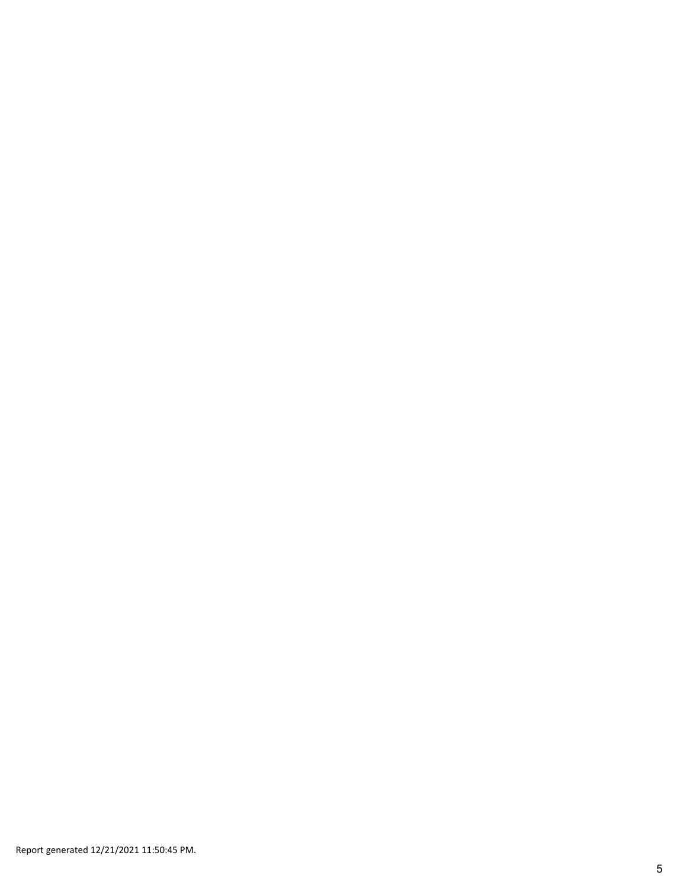Report generated 12/21/2021 11:50:45 PM.